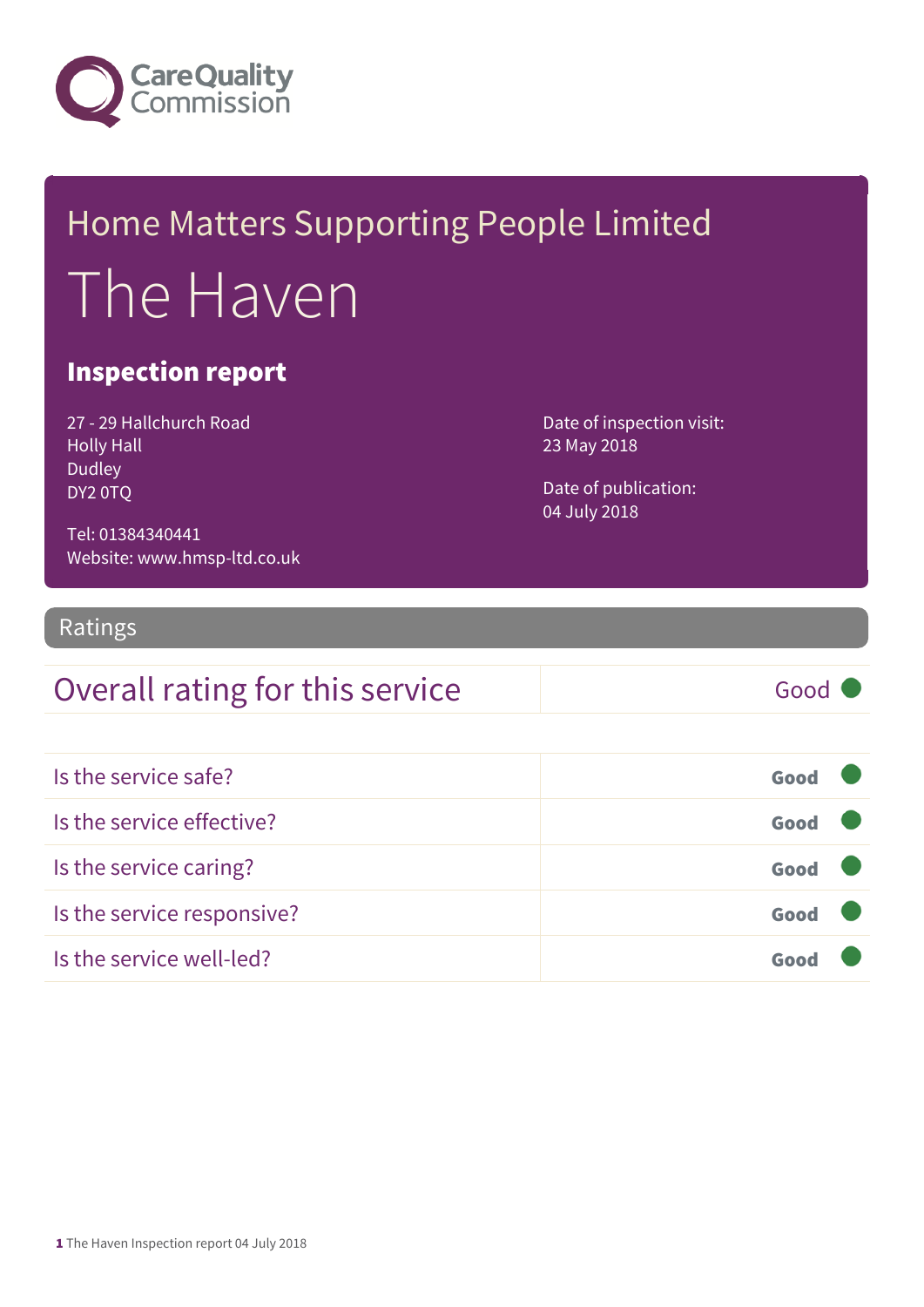Care Quality Commission

# Home Matters Supporting People Limited

# The Haven

## Inspection report

27 - 29 Hallchurch Road
Holly Hall
Dudley
DY2 0TQ

Tel: 01384340441
Website: www.hmsp-ltd.co.uk

Date of inspection visit:
23 May 2018

Date of publication:
04 July 2018

## Ratings

| Overall rating for this service | Good |
|---|---|

| Is the service safe? | Good |
|---|---|
| Is the service effective? | Good |
| Is the service caring? | Good |
| Is the service responsive? | Good |
| Is the service well-led? | Good |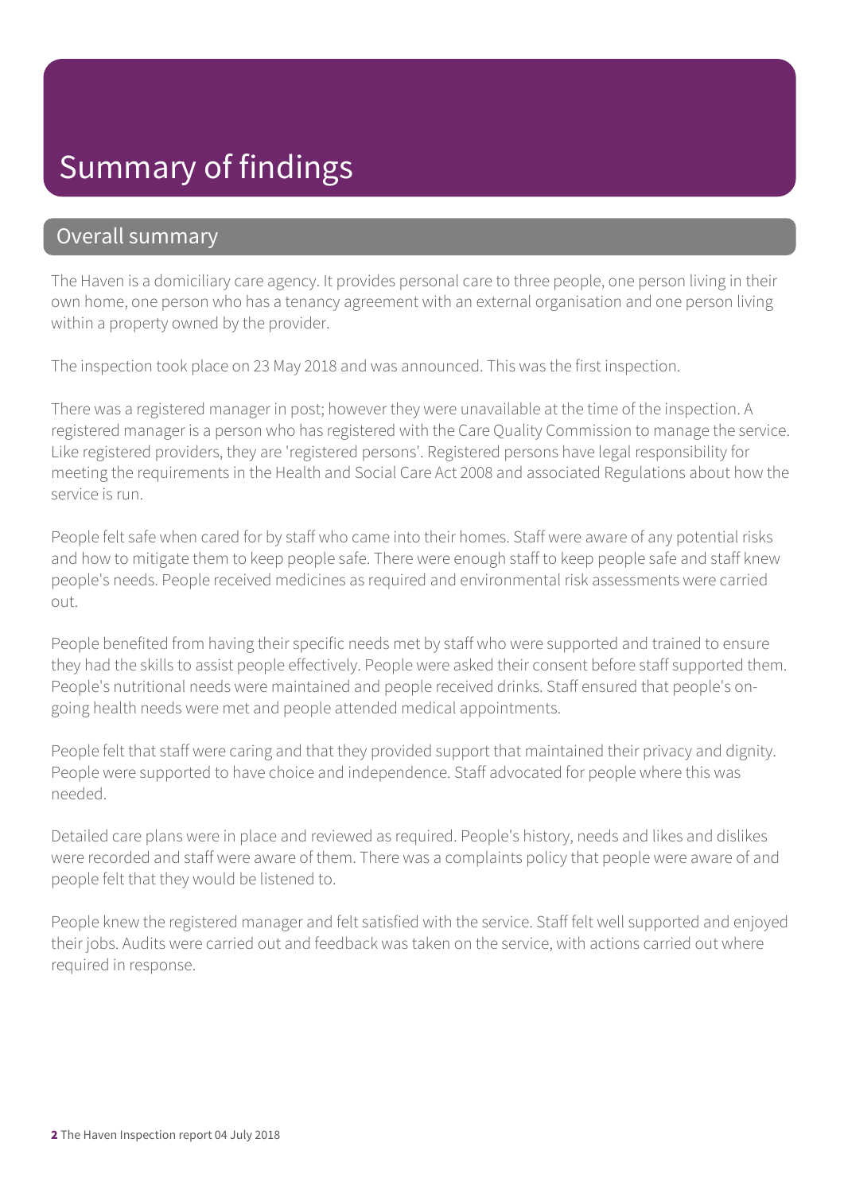# Summary of findings

## Overall summary

The Haven is a domiciliary care agency. It provides personal care to three people, one person living in their own home, one person who has a tenancy agreement with an external organisation and one person living within a property owned by the provider.

The inspection took place on 23 May 2018 and was announced. This was the first inspection.

There was a registered manager in post; however they were unavailable at the time of the inspection. A registered manager is a person who has registered with the Care Quality Commission to manage the service. Like registered providers, they are 'registered persons'. Registered persons have legal responsibility for meeting the requirements in the Health and Social Care Act 2008 and associated Regulations about how the service is run.

People felt safe when cared for by staff who came into their homes. Staff were aware of any potential risks and how to mitigate them to keep people safe. There were enough staff to keep people safe and staff knew people's needs. People received medicines as required and environmental risk assessments were carried out.

People benefited from having their specific needs met by staff who were supported and trained to ensure they had the skills to assist people effectively. People were asked their consent before staff supported them. People's nutritional needs were maintained and people received drinks. Staff ensured that people's on-going health needs were met and people attended medical appointments.

People felt that staff were caring and that they provided support that maintained their privacy and dignity. People were supported to have choice and independence. Staff advocated for people where this was needed.

Detailed care plans were in place and reviewed as required. People's history, needs and likes and dislikes were recorded and staff were aware of them. There was a complaints policy that people were aware of and people felt that they would be listened to.

People knew the registered manager and felt satisfied with the service. Staff felt well supported and enjoyed their jobs. Audits were carried out and feedback was taken on the service, with actions carried out where required in response.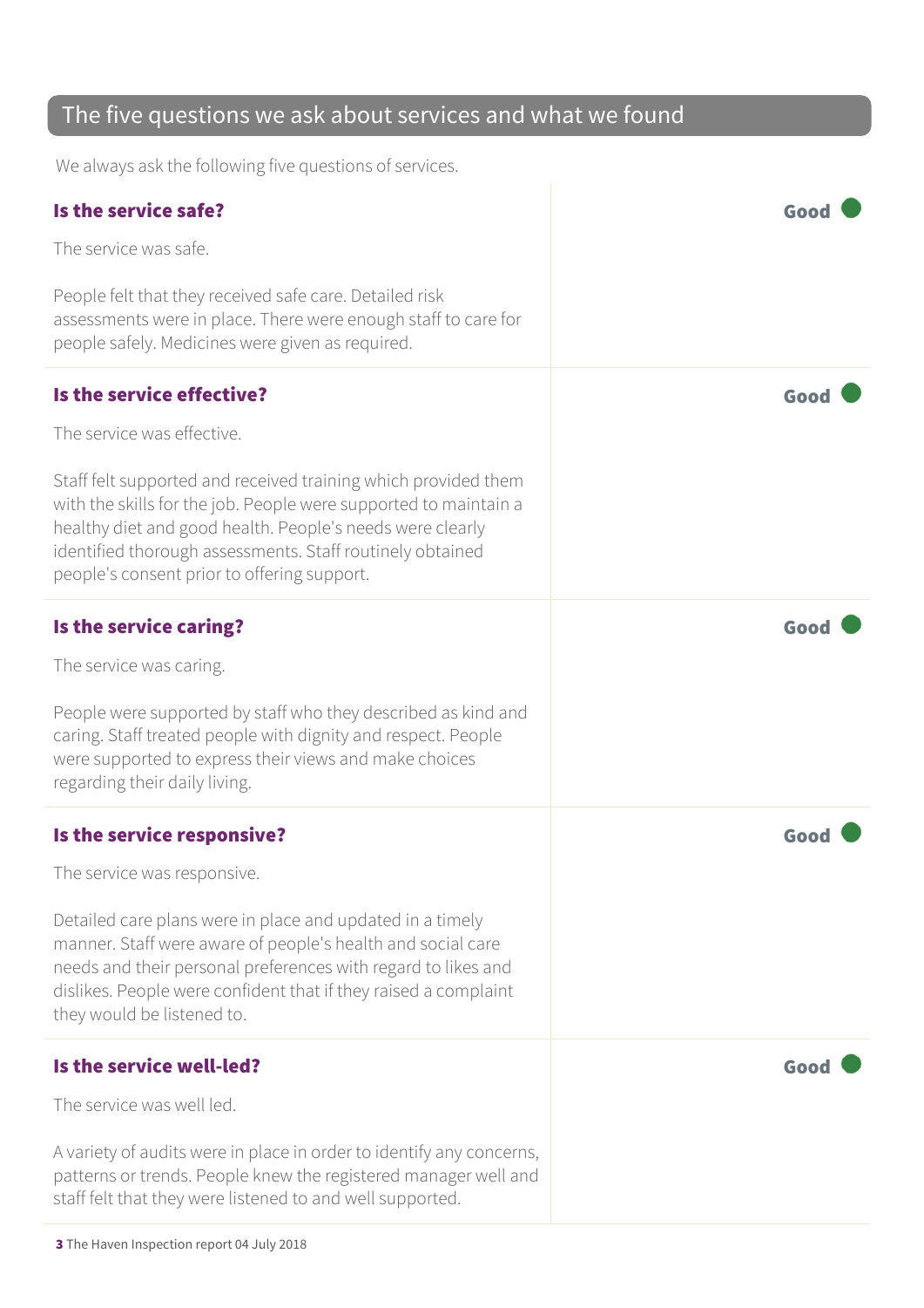## The five questions we ask about services and what we found

We always ask the following five questions of services.

### Is the service safe?

**Good**

The service was safe.

People felt that they received safe care. Detailed risk assessments were in place. There were enough staff to care for people safely. Medicines were given as required.

### Is the service effective?

**Good**

The service was effective.

Staff felt supported and received training which provided them with the skills for the job. People were supported to maintain a healthy diet and good health. People's needs were clearly identified thorough assessments. Staff routinely obtained people's consent prior to offering support.

### Is the service caring?

**Good**

The service was caring.

People were supported by staff who they described as kind and caring. Staff treated people with dignity and respect. People were supported to express their views and make choices regarding their daily living.

### Is the service responsive?

**Good**

The service was responsive.

Detailed care plans were in place and updated in a timely manner. Staff were aware of people's health and social care needs and their personal preferences with regard to likes and dislikes. People were confident that if they raised a complaint they would be listened to.

### Is the service well-led?

**Good**

The service was well led.

A variety of audits were in place in order to identify any concerns, patterns or trends. People knew the registered manager well and staff felt that they were listened to and well supported.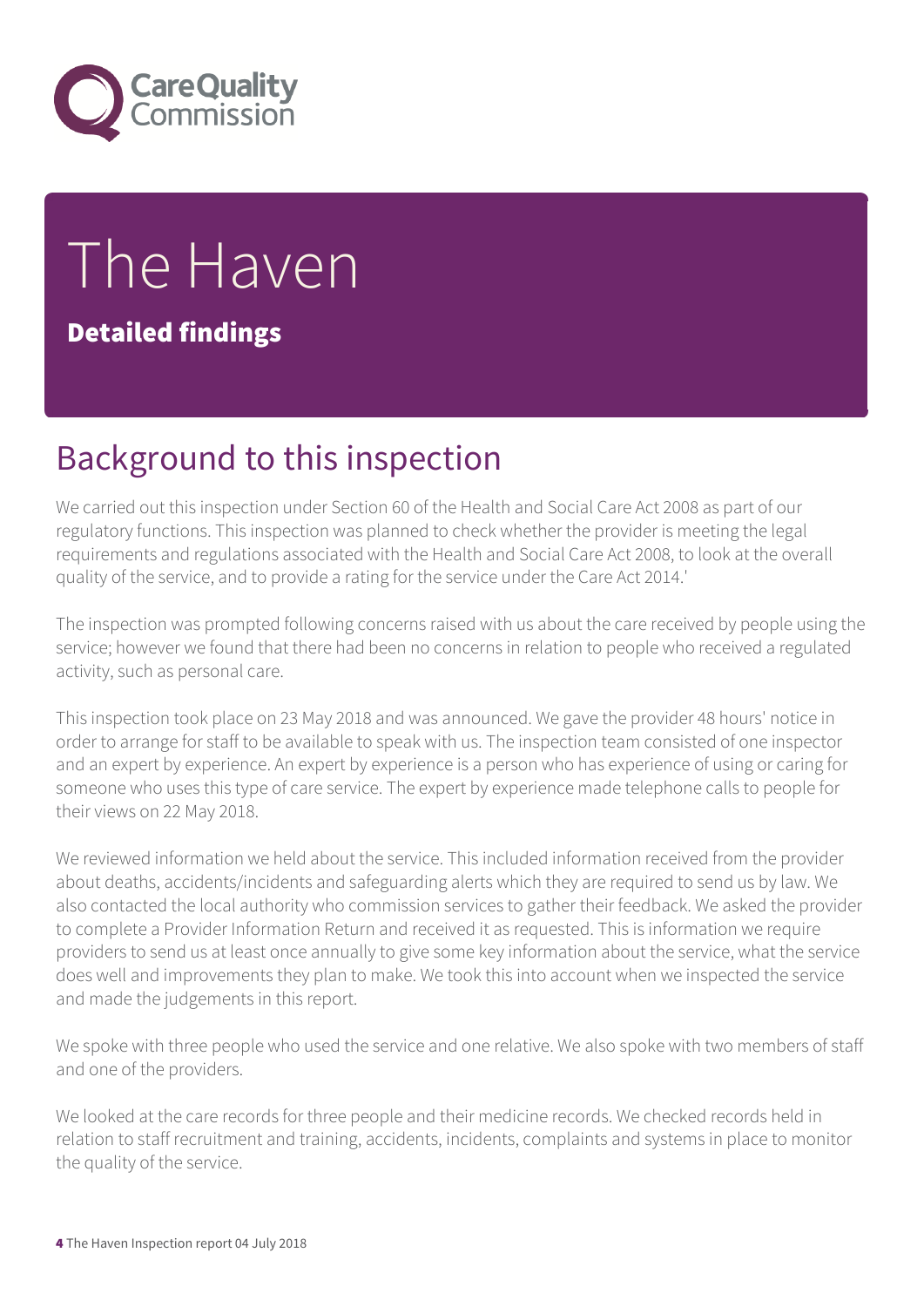# The Haven

**Detailed findings**

## Background to this inspection

We carried out this inspection under Section 60 of the Health and Social Care Act 2008 as part of our regulatory functions. This inspection was planned to check whether the provider is meeting the legal requirements and regulations associated with the Health and Social Care Act 2008, to look at the overall quality of the service, and to provide a rating for the service under the Care Act 2014.'

The inspection was prompted following concerns raised with us about the care received by people using the service; however we found that there had been no concerns in relation to people who received a regulated activity, such as personal care.

This inspection took place on 23 May 2018 and was announced. We gave the provider 48 hours' notice in order to arrange for staff to be available to speak with us. The inspection team consisted of one inspector and an expert by experience. An expert by experience is a person who has experience of using or caring for someone who uses this type of care service. The expert by experience made telephone calls to people for their views on 22 May 2018.

We reviewed information we held about the service. This included information received from the provider about deaths, accidents/incidents and safeguarding alerts which they are required to send us by law. We also contacted the local authority who commission services to gather their feedback. We asked the provider to complete a Provider Information Return and received it as requested. This is information we require providers to send us at least once annually to give some key information about the service, what the service does well and improvements they plan to make. We took this into account when we inspected the service and made the judgements in this report.

We spoke with three people who used the service and one relative. We also spoke with two members of staff and one of the providers.

We looked at the care records for three people and their medicine records. We checked records held in relation to staff recruitment and training, accidents, incidents, complaints and systems in place to monitor the quality of the service.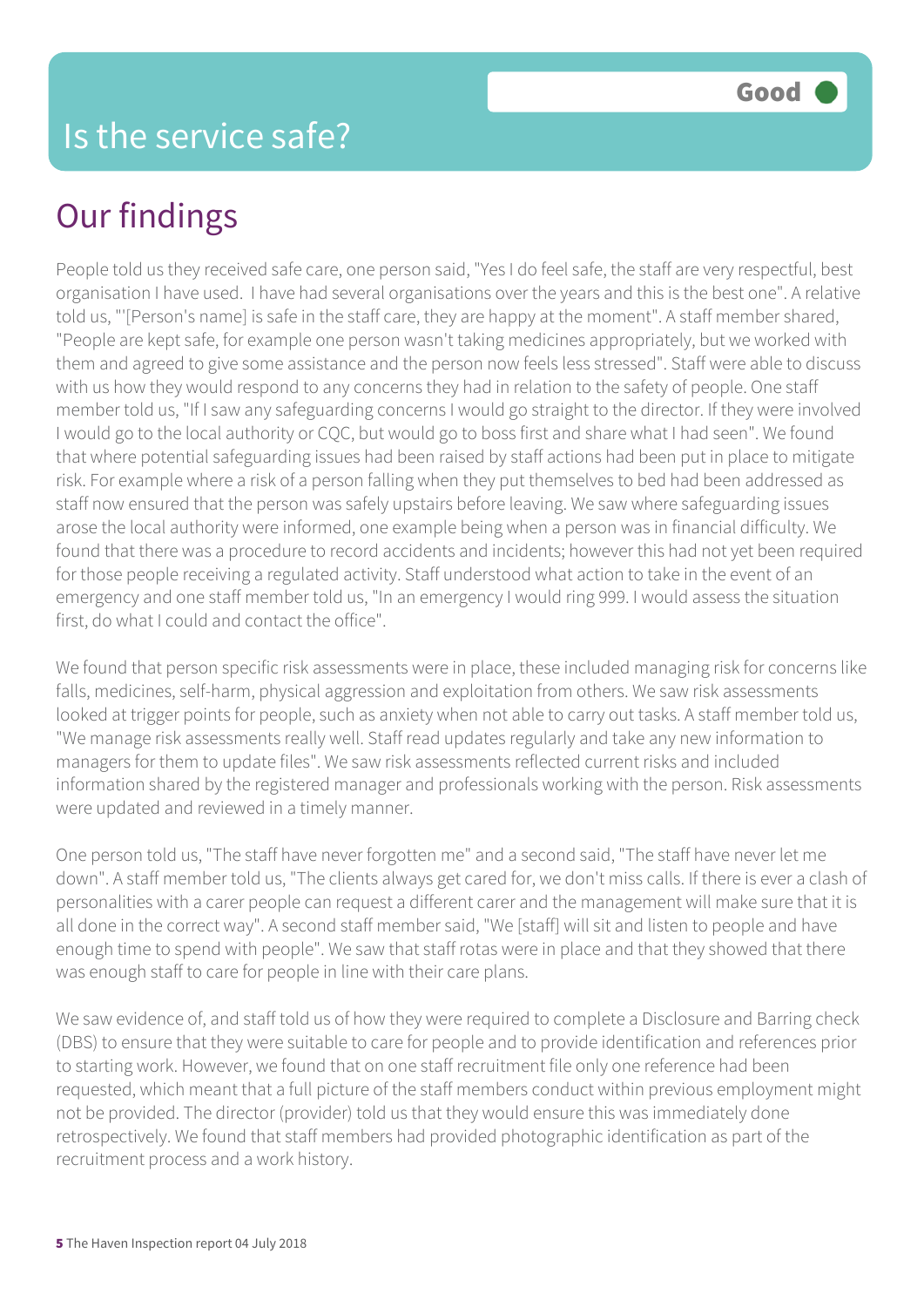# Is the service safe?

Good

## Our findings

People told us they received safe care, one person said, "Yes I do feel safe, the staff are very respectful, best organisation I have used. I have had several organisations over the years and this is the best one". A relative told us, "'[Person's name] is safe in the staff care, they are happy at the moment". A staff member shared, "People are kept safe, for example one person wasn't taking medicines appropriately, but we worked with them and agreed to give some assistance and the person now feels less stressed". Staff were able to discuss with us how they would respond to any concerns they had in relation to the safety of people. One staff member told us, "If I saw any safeguarding concerns I would go straight to the director. If they were involved I would go to the local authority or CQC, but would go to boss first and share what I had seen". We found that where potential safeguarding issues had been raised by staff actions had been put in place to mitigate risk. For example where a risk of a person falling when they put themselves to bed had been addressed as staff now ensured that the person was safely upstairs before leaving. We saw where safeguarding issues arose the local authority were informed, one example being when a person was in financial difficulty. We found that there was a procedure to record accidents and incidents; however this had not yet been required for those people receiving a regulated activity. Staff understood what action to take in the event of an emergency and one staff member told us, "In an emergency I would ring 999. I would assess the situation first, do what I could and contact the office".

We found that person specific risk assessments were in place, these included managing risk for concerns like falls, medicines, self-harm, physical aggression and exploitation from others. We saw risk assessments looked at trigger points for people, such as anxiety when not able to carry out tasks. A staff member told us, "We manage risk assessments really well. Staff read updates regularly and take any new information to managers for them to update files". We saw risk assessments reflected current risks and included information shared by the registered manager and professionals working with the person. Risk assessments were updated and reviewed in a timely manner.

One person told us, "The staff have never forgotten me" and a second said, "The staff have never let me down". A staff member told us, "The clients always get cared for, we don't miss calls. If there is ever a clash of personalities with a carer people can request a different carer and the management will make sure that it is all done in the correct way". A second staff member said, "We [staff] will sit and listen to people and have enough time to spend with people". We saw that staff rotas were in place and that they showed that there was enough staff to care for people in line with their care plans.

We saw evidence of, and staff told us of how they were required to complete a Disclosure and Barring check (DBS) to ensure that they were suitable to care for people and to provide identification and references prior to starting work. However, we found that on one staff recruitment file only one reference had been requested, which meant that a full picture of the staff members conduct within previous employment might not be provided. The director (provider) told us that they would ensure this was immediately done retrospectively. We found that staff members had provided photographic identification as part of the recruitment process and a work history.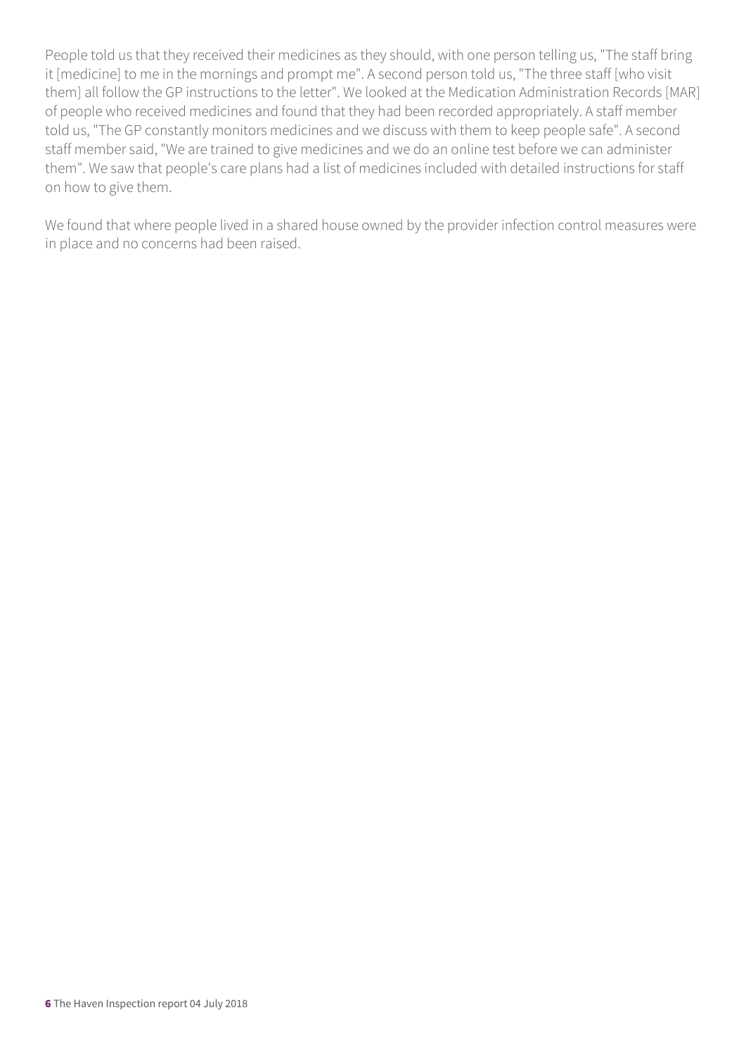People told us that they received their medicines as they should, with one person telling us, "The staff bring it [medicine] to me in the mornings and prompt me". A second person told us, "The three staff [who visit them] all follow the GP instructions to the letter". We looked at the Medication Administration Records [MAR] of people who received medicines and found that they had been recorded appropriately. A staff member told us, "The GP constantly monitors medicines and we discuss with them to keep people safe". A second staff member said, "We are trained to give medicines and we do an online test before we can administer them". We saw that people's care plans had a list of medicines included with detailed instructions for staff on how to give them.

We found that where people lived in a shared house owned by the provider infection control measures were in place and no concerns had been raised.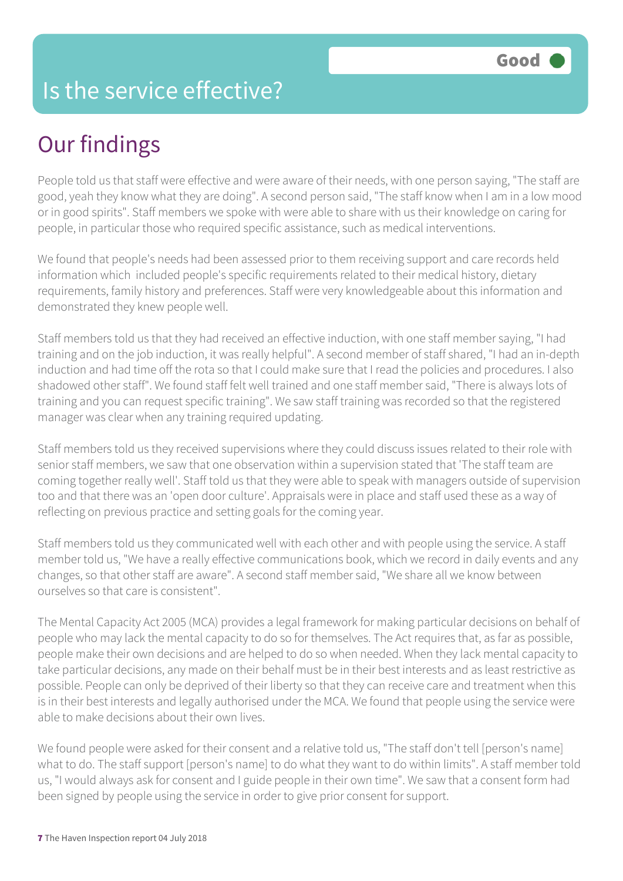# Is the service effective?

Good

## Our findings

People told us that staff were effective and were aware of their needs, with one person saying, "The staff are good, yeah they know what they are doing". A second person said, "The staff know when I am in a low mood or in good spirits". Staff members we spoke with were able to share with us their knowledge on caring for people, in particular those who required specific assistance, such as medical interventions.

We found that people's needs had been assessed prior to them receiving support and care records held information which included people's specific requirements related to their medical history, dietary requirements, family history and preferences. Staff were very knowledgeable about this information and demonstrated they knew people well.

Staff members told us that they had received an effective induction, with one staff member saying, "I had training and on the job induction, it was really helpful". A second member of staff shared, "I had an in-depth induction and had time off the rota so that I could make sure that I read the policies and procedures. I also shadowed other staff". We found staff felt well trained and one staff member said, "There is always lots of training and you can request specific training". We saw staff training was recorded so that the registered manager was clear when any training required updating.

Staff members told us they received supervisions where they could discuss issues related to their role with senior staff members, we saw that one observation within a supervision stated that 'The staff team are coming together really well'. Staff told us that they were able to speak with managers outside of supervision too and that there was an 'open door culture'. Appraisals were in place and staff used these as a way of reflecting on previous practice and setting goals for the coming year.

Staff members told us they communicated well with each other and with people using the service. A staff member told us, "We have a really effective communications book, which we record in daily events and any changes, so that other staff are aware". A second staff member said, "We share all we know between ourselves so that care is consistent".

The Mental Capacity Act 2005 (MCA) provides a legal framework for making particular decisions on behalf of people who may lack the mental capacity to do so for themselves. The Act requires that, as far as possible, people make their own decisions and are helped to do so when needed. When they lack mental capacity to take particular decisions, any made on their behalf must be in their best interests and as least restrictive as possible. People can only be deprived of their liberty so that they can receive care and treatment when this is in their best interests and legally authorised under the MCA. We found that people using the service were able to make decisions about their own lives.

We found people were asked for their consent and a relative told us, "The staff don't tell [person's name] what to do. The staff support [person's name] to do what they want to do within limits". A staff member told us, "I would always ask for consent and I guide people in their own time". We saw that a consent form had been signed by people using the service in order to give prior consent for support.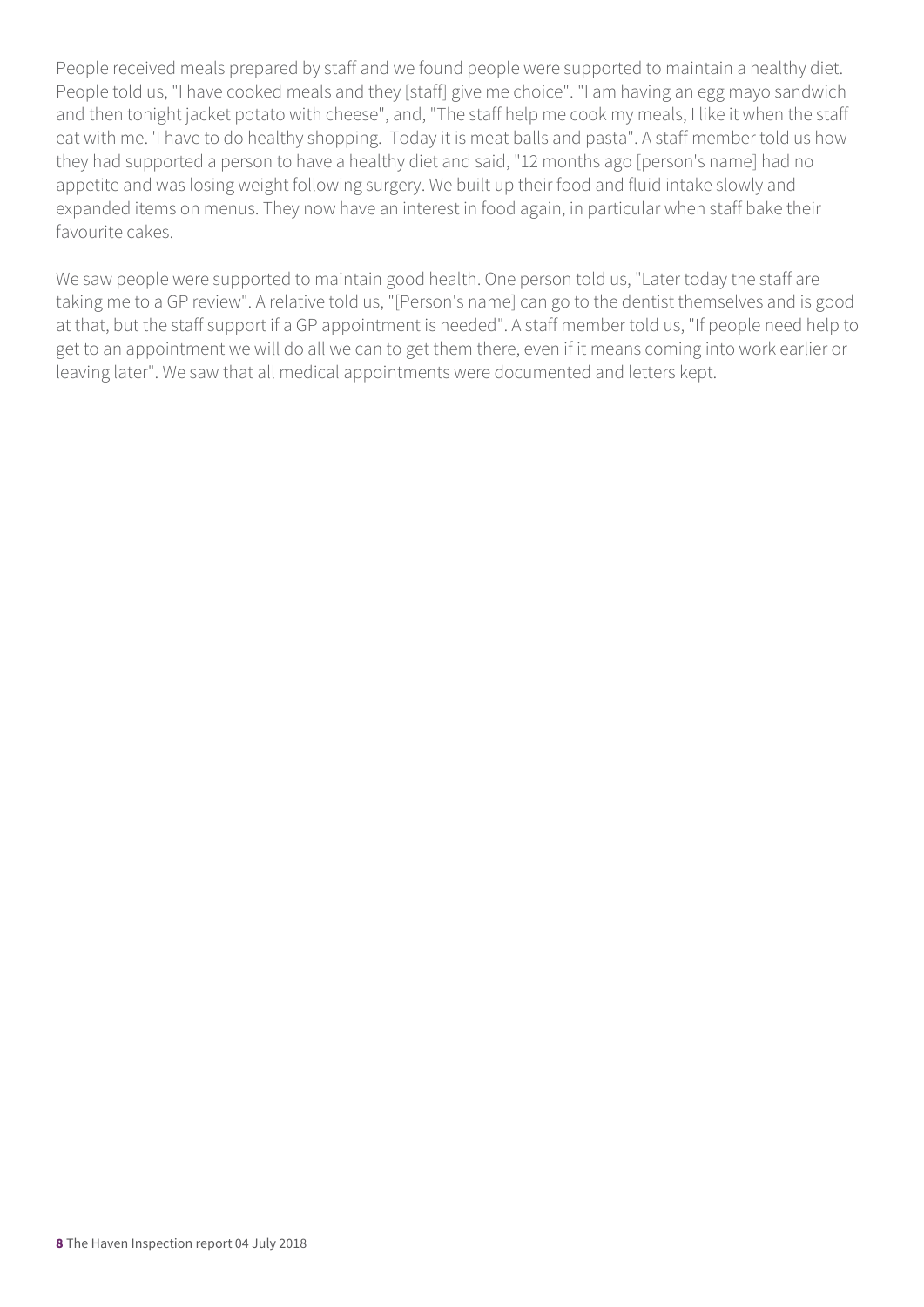People received meals prepared by staff and we found people were supported to maintain a healthy diet. People told us, "I have cooked meals and they [staff] give me choice". "I am having an egg mayo sandwich and then tonight jacket potato with cheese", and, "The staff help me cook my meals, I like it when the staff eat with me. 'I have to do healthy shopping.  Today it is meat balls and pasta". A staff member told us how they had supported a person to have a healthy diet and said, "12 months ago [person's name] had no appetite and was losing weight following surgery. We built up their food and fluid intake slowly and expanded items on menus. They now have an interest in food again, in particular when staff bake their favourite cakes.

We saw people were supported to maintain good health. One person told us, "Later today the staff are taking me to a GP review". A relative told us, "[Person's name] can go to the dentist themselves and is good at that, but the staff support if a GP appointment is needed". A staff member told us, "If people need help to get to an appointment we will do all we can to get them there, even if it means coming into work earlier or leaving later". We saw that all medical appointments were documented and letters kept.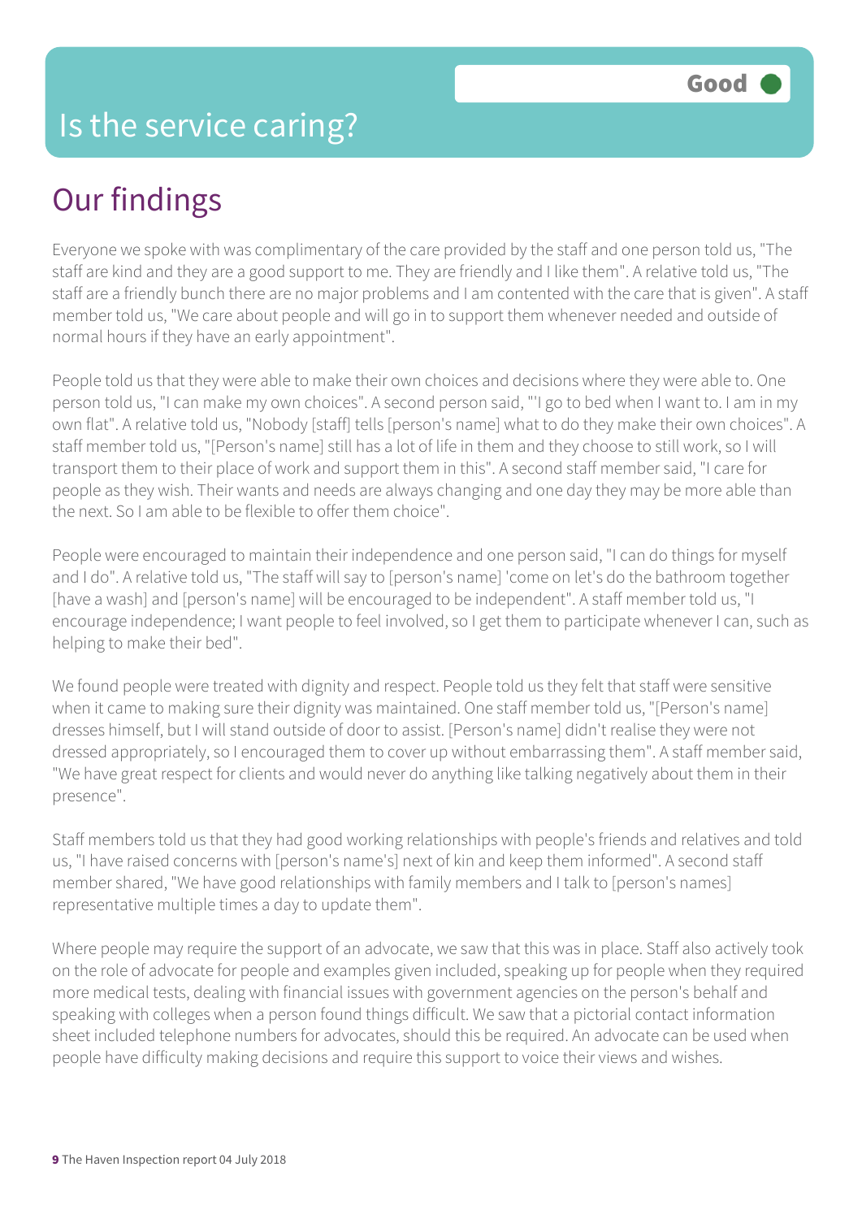# Is the service caring?

Good

## Our findings

Everyone we spoke with was complimentary of the care provided by the staff and one person told us, "The staff are kind and they are a good support to me. They are friendly and I like them". A relative told us, "The staff are a friendly bunch there are no major problems and I am contented with the care that is given". A staff member told us, "We care about people and will go in to support them whenever needed and outside of normal hours if they have an early appointment".

People told us that they were able to make their own choices and decisions where they were able to. One person told us, "I can make my own choices". A second person said, "'I go to bed when I want to. I am in my own flat". A relative told us, "Nobody [staff] tells [person's name] what to do they make their own choices". A staff member told us, "[Person's name] still has a lot of life in them and they choose to still work, so I will transport them to their place of work and support them in this". A second staff member said, "I care for people as they wish. Their wants and needs are always changing and one day they may be more able than the next. So I am able to be flexible to offer them choice".

People were encouraged to maintain their independence and one person said, "I can do things for myself and I do". A relative told us, "The staff will say to [person's name] 'come on let's do the bathroom together [have a wash] and [person's name] will be encouraged to be independent". A staff member told us, "I encourage independence; I want people to feel involved, so I get them to participate whenever I can, such as helping to make their bed".

We found people were treated with dignity and respect. People told us they felt that staff were sensitive when it came to making sure their dignity was maintained. One staff member told us, "[Person's name] dresses himself, but I will stand outside of door to assist. [Person's name] didn't realise they were not dressed appropriately, so I encouraged them to cover up without embarrassing them". A staff member said, "We have great respect for clients and would never do anything like talking negatively about them in their presence".

Staff members told us that they had good working relationships with people's friends and relatives and told us, "I have raised concerns with [person's name's] next of kin and keep them informed". A second staff member shared, "We have good relationships with family members and I talk to [person's names] representative multiple times a day to update them".

Where people may require the support of an advocate, we saw that this was in place. Staff also actively took on the role of advocate for people and examples given included, speaking up for people when they required more medical tests, dealing with financial issues with government agencies on the person's behalf and speaking with colleges when a person found things difficult. We saw that a pictorial contact information sheet included telephone numbers for advocates, should this be required. An advocate can be used when people have difficulty making decisions and require this support to voice their views and wishes.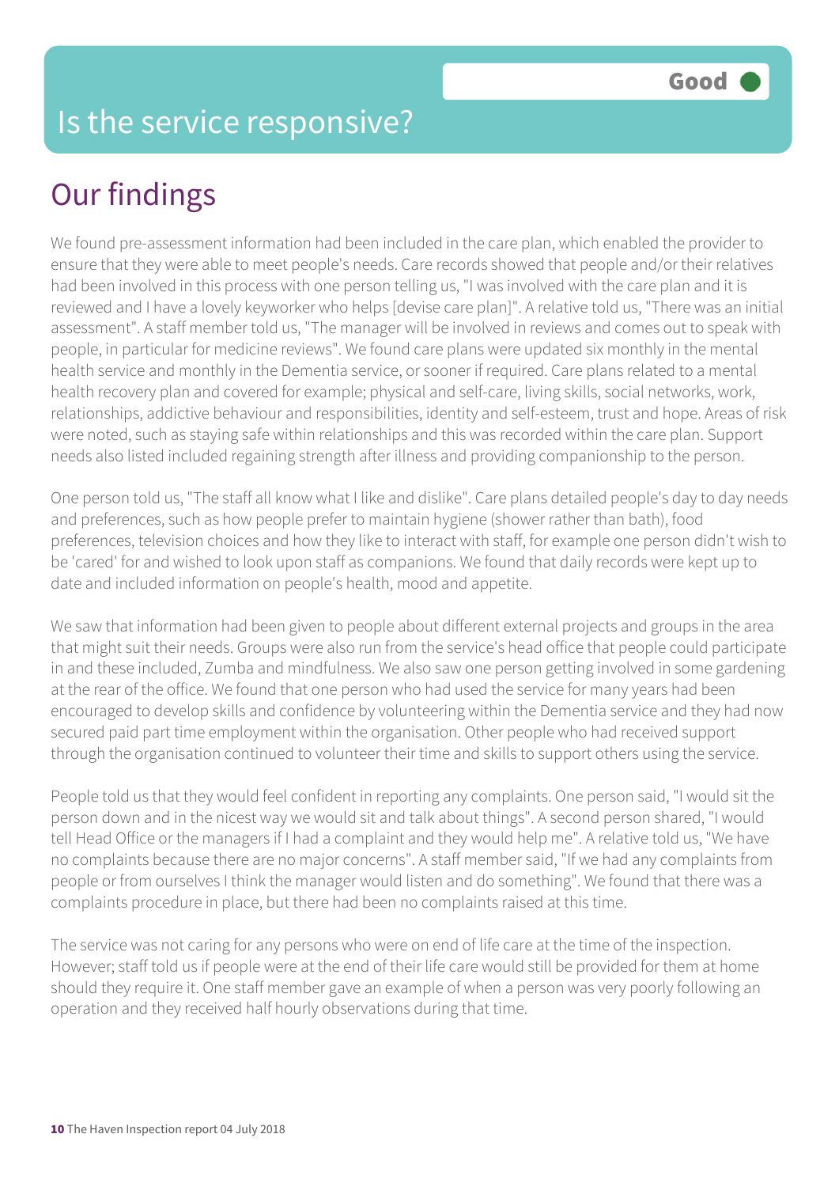# Is the service responsive?

Good

## Our findings

We found pre-assessment information had been included in the care plan, which enabled the provider to ensure that they were able to meet people's needs. Care records showed that people and/or their relatives had been involved in this process with one person telling us, "I was involved with the care plan and it is reviewed and I have a lovely keyworker who helps [devise care plan]". A relative told us, "There was an initial assessment". A staff member told us, "The manager will be involved in reviews and comes out to speak with people, in particular for medicine reviews". We found care plans were updated six monthly in the mental health service and monthly in the Dementia service, or sooner if required. Care plans related to a mental health recovery plan and covered for example; physical and self-care, living skills, social networks, work, relationships, addictive behaviour and responsibilities, identity and self-esteem, trust and hope. Areas of risk were noted, such as staying safe within relationships and this was recorded within the care plan. Support needs also listed included regaining strength after illness and providing companionship to the person.

One person told us, "The staff all know what I like and dislike". Care plans detailed people's day to day needs and preferences, such as how people prefer to maintain hygiene (shower rather than bath), food preferences, television choices and how they like to interact with staff, for example one person didn't wish to be 'cared' for and wished to look upon staff as companions. We found that daily records were kept up to date and included information on people's health, mood and appetite.

We saw that information had been given to people about different external projects and groups in the area that might suit their needs. Groups were also run from the service's head office that people could participate in and these included, Zumba and mindfulness. We also saw one person getting involved in some gardening at the rear of the office. We found that one person who had used the service for many years had been encouraged to develop skills and confidence by volunteering within the Dementia service and they had now secured paid part time employment within the organisation. Other people who had received support through the organisation continued to volunteer their time and skills to support others using the service.

People told us that they would feel confident in reporting any complaints. One person said, "I would sit the person down and in the nicest way we would sit and talk about things". A second person shared, "I would tell Head Office or the managers if I had a complaint and they would help me". A relative told us, "We have no complaints because there are no major concerns". A staff member said, "If we had any complaints from people or from ourselves I think the manager would listen and do something". We found that there was a complaints procedure in place, but there had been no complaints raised at this time.

The service was not caring for any persons who were on end of life care at the time of the inspection. However; staff told us if people were at the end of their life care would still be provided for them at home should they require it. One staff member gave an example of when a person was very poorly following an operation and they received half hourly observations during that time.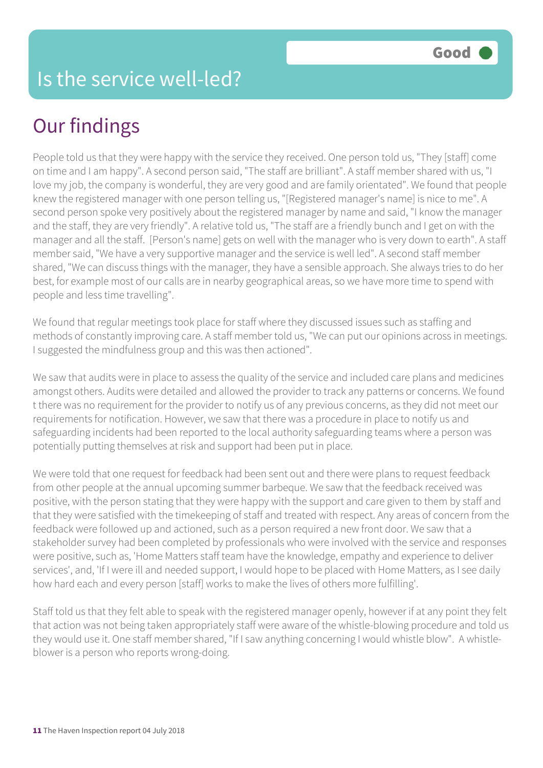# Is the service well-led?

Good

## Our findings

People told us that they were happy with the service they received. One person told us, "They [staff] come on time and I am happy". A second person said, "The staff are brilliant". A staff member shared with us, "I love my job, the company is wonderful, they are very good and are family orientated". We found that people knew the registered manager with one person telling us, "[Registered manager's name] is nice to me". A second person spoke very positively about the registered manager by name and said, "I know the manager and the staff, they are very friendly". A relative told us, "The staff are a friendly bunch and I get on with the manager and all the staff. [Person's name] gets on well with the manager who is very down to earth". A staff member said, "We have a very supportive manager and the service is well led". A second staff member shared, "We can discuss things with the manager, they have a sensible approach. She always tries to do her best, for example most of our calls are in nearby geographical areas, so we have more time to spend with people and less time travelling".

We found that regular meetings took place for staff where they discussed issues such as staffing and methods of constantly improving care. A staff member told us, "We can put our opinions across in meetings. I suggested the mindfulness group and this was then actioned".

We saw that audits were in place to assess the quality of the service and included care plans and medicines amongst others. Audits were detailed and allowed the provider to track any patterns or concerns. We found t there was no requirement for the provider to notify us of any previous concerns, as they did not meet our requirements for notification. However, we saw that there was a procedure in place to notify us and safeguarding incidents had been reported to the local authority safeguarding teams where a person was potentially putting themselves at risk and support had been put in place.

We were told that one request for feedback had been sent out and there were plans to request feedback from other people at the annual upcoming summer barbeque. We saw that the feedback received was positive, with the person stating that they were happy with the support and care given to them by staff and that they were satisfied with the timekeeping of staff and treated with respect. Any areas of concern from the feedback were followed up and actioned, such as a person required a new front door. We saw that a stakeholder survey had been completed by professionals who were involved with the service and responses were positive, such as, 'Home Matters staff team have the knowledge, empathy and experience to deliver services', and, 'If I were ill and needed support, I would hope to be placed with Home Matters, as I see daily how hard each and every person [staff] works to make the lives of others more fulfilling'.

Staff told us that they felt able to speak with the registered manager openly, however if at any point they felt that action was not being taken appropriately staff were aware of the whistle-blowing procedure and told us they would use it. One staff member shared, "If I saw anything concerning I would whistle blow". A whistle-blower is a person who reports wrong-doing.